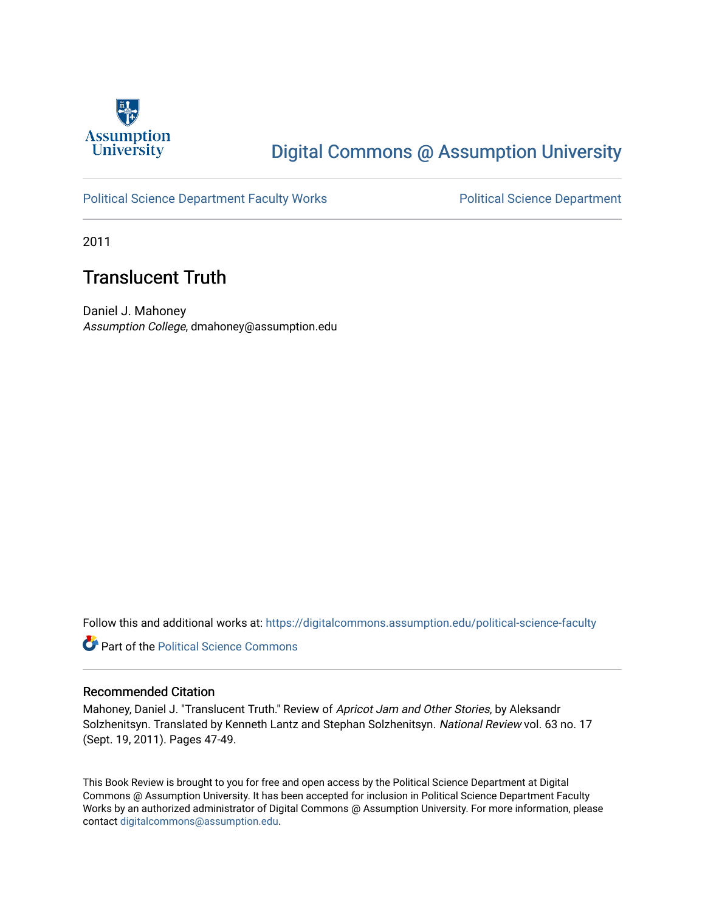Assumption University

# Digital Commons @ Assumption University

Political Science Department Faculty Works

Political Science Department

2011

## Translucent Truth

Daniel J. Mahoney

*Assumption College*, dmahoney@assumption.edu

Follow this and additional works at: https://digitalcommons.assumption.edu/political-science-faculty

Part of the Political Science Commons

### Recommended Citation

Mahoney, Daniel J. "Translucent Truth." Review of *Apricot Jam and Other Stories*, by Aleksandr Solzhenitsyn. Translated by Kenneth Lantz and Stephan Solzhenitsyn. *National Review* vol. 63 no. 17 (Sept. 19, 2011). Pages 47-49.

This Book Review is brought to you for free and open access by the Political Science Department at Digital Commons @ Assumption University. It has been accepted for inclusion in Political Science Department Faculty Works by an authorized administrator of Digital Commons @ Assumption University. For more information, please contact digitalcommons@assumption.edu.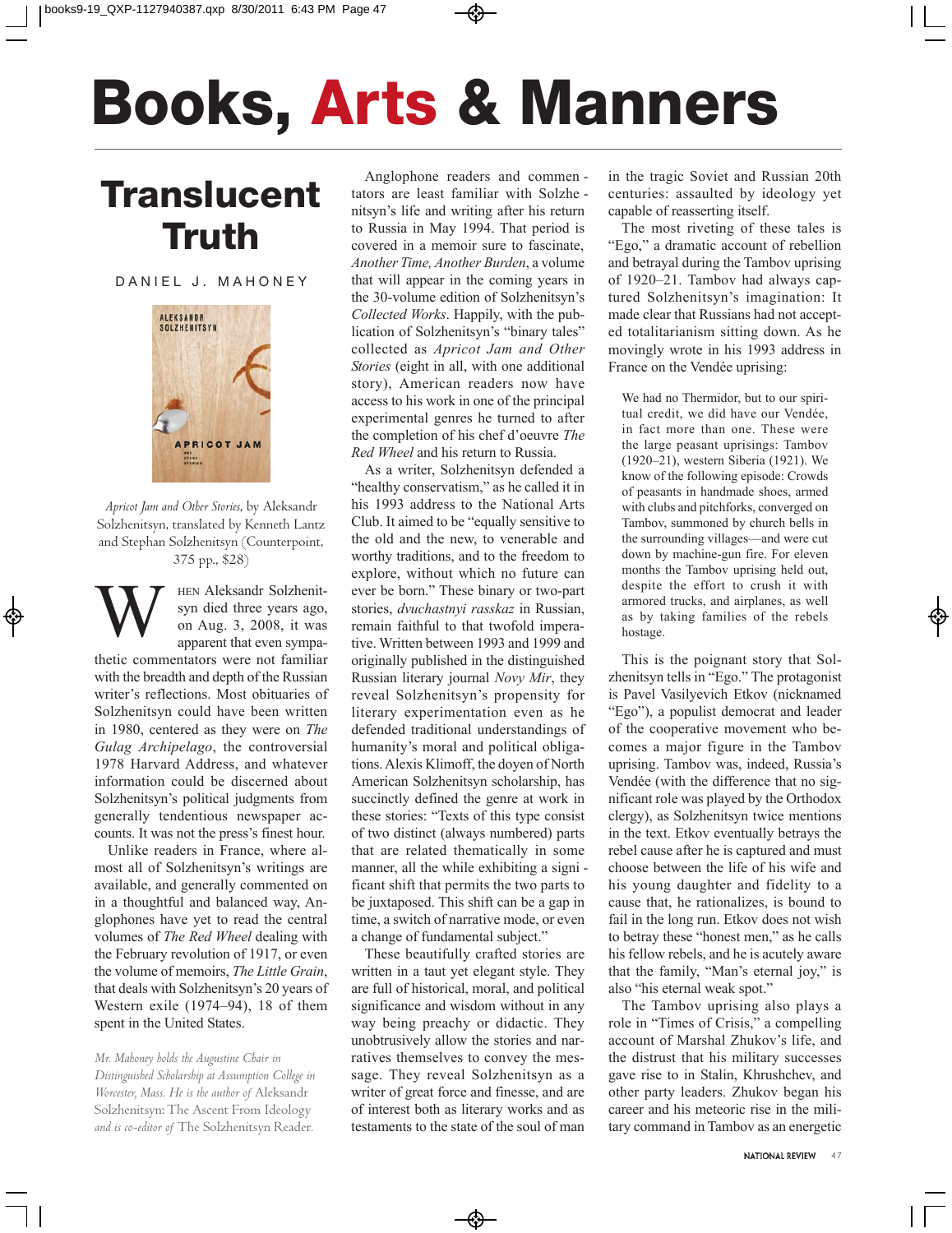# Books, Arts & Manners

## Translucent Truth

DANIEL J. MAHONEY

*Apricot Jam and Other Stories*, by Aleksandr Solzhenitsyn, translated by Kenneth Lantz and Stephan Solzhenitsyn (Counterpoint, 375 pp., $28)

WHEN Aleksandr Solzhenitsyn died three years ago, on Aug. 3, 2008, it was apparent that even sympathetic commentators were not familiar with the breadth and depth of the Russian writer's reflections. Most obituaries of Solzhenitsyn could have been written in 1980, centered as they were on *The Gulag Archipelago*, the controversial 1978 Harvard Address, and whatever information could be discerned about Solzhenitsyn's political judgments from generally tendentious newspaper accounts. It was not the press's finest hour.

Unlike readers in France, where almost all of Solzhenitsyn's writings are available, and generally commented on in a thoughtful and balanced way, Anglophones have yet to read the central volumes of *The Red Wheel* dealing with the February revolution of 1917, or even the volume of memoirs, *The Little Grain*, that deals with Solzhenitsyn's 20 years of Western exile (1974–94), 18 of them spent in the United States.

*Mr. Mahoney holds the Augustine Chair in Distinguished Scholarship at Assumption College in Worcester, Mass. He is the author of* Aleksandr Solzhenitsyn: The Ascent From Ideology *and is co-editor of* The Solzhenitsyn Reader.

Anglophone readers and commentators are least familiar with Solzhenitsyn's life and writing after his return to Russia in May 1994. That period is covered in a memoir sure to fascinate, *Another Time, Another Burden*, a volume that will appear in the coming years in the 30-volume edition of Solzhenitsyn's *Collected Works*. Happily, with the publication of Solzhenitsyn's "binary tales" collected as *Apricot Jam and Other Stories* (eight in all, with one additional story), American readers now have access to his work in one of the principal experimental genres he turned to after the completion of his chef d'oeuvre *The Red Wheel* and his return to Russia.

As a writer, Solzhenitsyn defended a "healthy conservatism," as he called it in his 1993 address to the National Arts Club. It aimed to be "equally sensitive to the old and the new, to venerable and worthy traditions, and to the freedom to explore, without which no future can ever be born." These binary or two-part stories, *dvuchastnyi rasskaz* in Russian, remain faithful to that twofold imperative. Written between 1993 and 1999 and originally published in the distinguished Russian literary journal *Novy Mir*, they reveal Solzhenitsyn's propensity for literary experimentation even as he defended traditional understandings of humanity's moral and political obligations. Alexis Klimoff, the doyen of North American Solzhenitsyn scholarship, has succinctly defined the genre at work in these stories: "Texts of this type consist of two distinct (always numbered) parts that are related thematically in some manner, all the while exhibiting a significant shift that permits the two parts to be juxtaposed. This shift can be a gap in time, a switch of narrative mode, or even a change of fundamental subject."

These beautifully crafted stories are written in a taut yet elegant style. They are full of historical, moral, and political significance and wisdom without in any way being preachy or didactic. They unobtrusively allow the stories and narratives themselves to convey the message. They reveal Solzhenitsyn as a writer of great force and finesse, and are of interest both as literary works and as testaments to the state of the soul of man in the tragic Soviet and Russian 20th centuries: assaulted by ideology yet capable of reasserting itself.

The most riveting of these tales is "Ego," a dramatic account of rebellion and betrayal during the Tambov uprising of 1920–21. Tambov had always captured Solzhenitsyn's imagination: It made clear that Russians had not accepted totalitarianism sitting down. As he movingly wrote in his 1993 address in France on the Vendée uprising:

> We had no Thermidor, but to our spiritual credit, we did have our Vendée, in fact more than one. These were the large peasant uprisings: Tambov (1920–21), western Siberia (1921). We know of the following episode: Crowds of peasants in handmade shoes, armed with clubs and pitchforks, converged on Tambov, summoned by church bells in the surrounding villages—and were cut down by machine-gun fire. For eleven months the Tambov uprising held out, despite the effort to crush it with armored trucks, and airplanes, as well as by taking families of the rebels hostage.

This is the poignant story that Solzhenitsyn tells in "Ego." The protagonist is Pavel Vasilyevich Etkov (nicknamed "Ego"), a populist democrat and leader of the cooperative movement who becomes a major figure in the Tambov uprising. Tambov was, indeed, Russia's Vendée (with the difference that no significant role was played by the Orthodox clergy), as Solzhenitsyn twice mentions in the text. Etkov eventually betrays the rebel cause after he is captured and must choose between the life of his wife and his young daughter and fidelity to a cause that, he rationalizes, is bound to fail in the long run. Etkov does not wish to betray these "honest men," as he calls his fellow rebels, and he is acutely aware that the family, "Man's eternal joy," is also "his eternal weak spot."

The Tambov uprising also plays a role in "Times of Crisis," a compelling account of Marshal Zhukov's life, and the distrust that his military successes gave rise to in Stalin, Khrushchev, and other party leaders. Zhukov began his career and his meteoric rise in the military command in Tambov as an energetic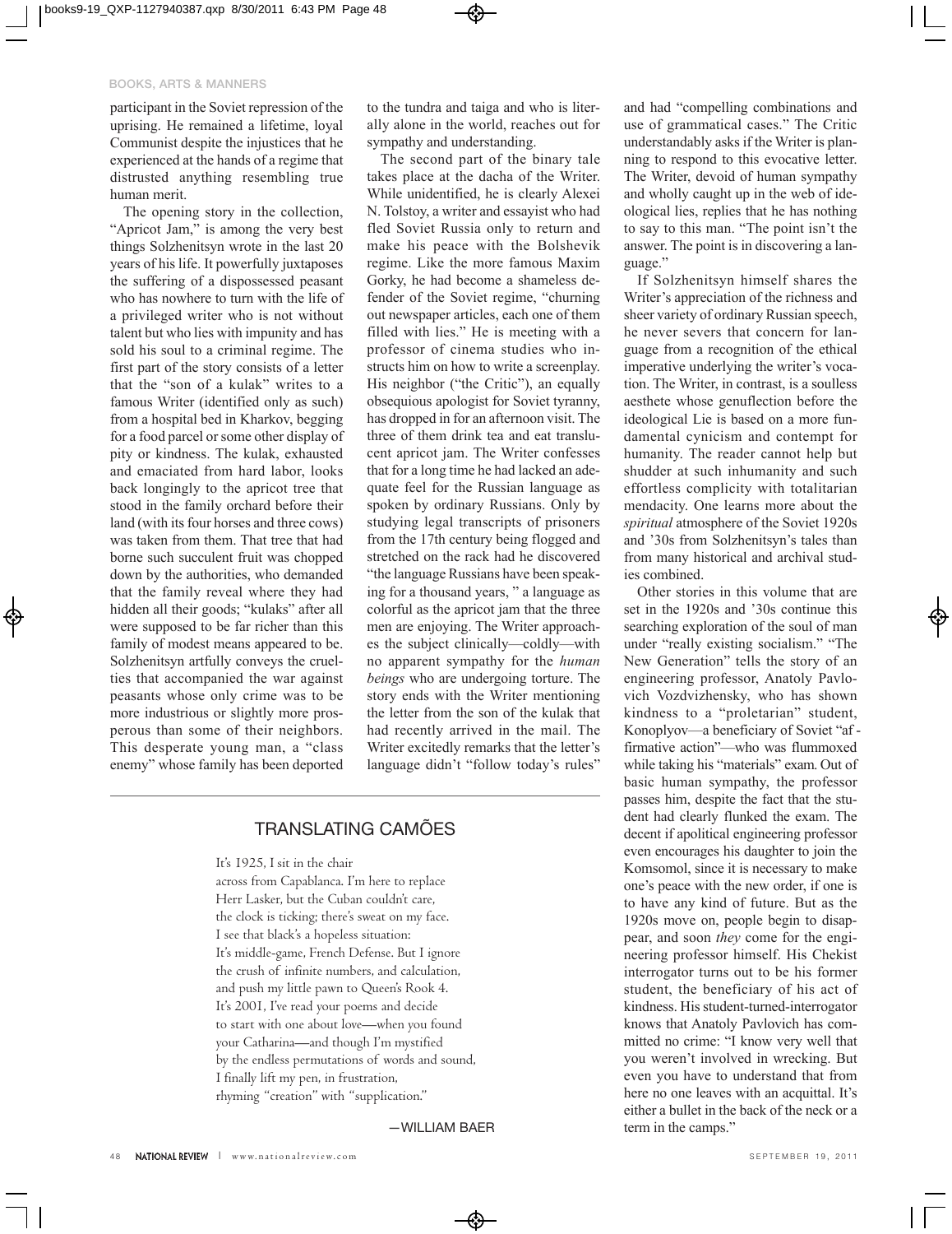participant in the Soviet repression of the uprising. He remained a lifetime, loyal Communist despite the injustices that he experienced at the hands of a regime that distrusted anything resembling true human merit.

The opening story in the collection, "Apricot Jam," is among the very best things Solzhenitsyn wrote in the last 20 years of his life. It powerfully juxtaposes the suffering of a dispossessed peasant who has nowhere to turn with the life of a privileged writer who is not without talent but who lies with impunity and has sold his soul to a criminal regime. The first part of the story consists of a letter that the "son of a kulak" writes to a famous Writer (identified only as such) from a hospital bed in Kharkov, begging for a food parcel or some other display of pity or kindness. The kulak, exhausted and emaciated from hard labor, looks back longingly to the apricot tree that stood in the family orchard before their land (with its four horses and three cows) was taken from them. That tree that had borne such succulent fruit was chopped down by the authorities, who demanded that the family reveal where they had hidden all their goods; "kulaks" after all were supposed to be far richer than this family of modest means appeared to be. Solzhenitsyn artfully conveys the cruelties that accompanied the war against peasants whose only crime was to be more industrious or slightly more prosperous than some of their neighbors. This desperate young man, a "class enemy" whose family has been deported to the tundra and taiga and who is literally alone in the world, reaches out for sympathy and understanding.

The second part of the binary tale takes place at the dacha of the Writer. While unidentified, he is clearly Alexei N. Tolstoy, a writer and essayist who had fled Soviet Russia only to return and make his peace with the Bolshevik regime. Like the more famous Maxim Gorky, he had become a shameless defender of the Soviet regime, "churning out newspaper articles, each one of them filled with lies." He is meeting with a professor of cinema studies who instructs him on how to write a screenplay. His neighbor ("the Critic"), an equally obsequious apologist for Soviet tyranny, has dropped in for an afternoon visit. The three of them drink tea and eat translucent apricot jam. The Writer confesses that for a long time he had lacked an adequate feel for the Russian language as spoken by ordinary Russians. Only by studying legal transcripts of prisoners from the 17th century being flogged and stretched on the rack had he discovered "the language Russians have been speaking for a thousand years, " a language as colorful as the apricot jam that the three men are enjoying. The Writer approaches the subject clinically—coldly—with no apparent sympathy for the *human beings* who are undergoing torture. The story ends with the Writer mentioning the letter from the son of the kulak that had recently arrived in the mail. The Writer excitedly remarks that the letter's language didn't "follow today's rules" and had "compelling combinations and use of grammatical cases." The Critic understandably asks if the Writer is planning to respond to this evocative letter. The Writer, devoid of human sympathy and wholly caught up in the web of ideological lies, replies that he has nothing to say to this man. "The point isn't the answer. The point is in discovering a language."

If Solzhenitsyn himself shares the Writer's appreciation of the richness and sheer variety of ordinary Russian speech, he never severs that concern for language from a recognition of the ethical imperative underlying the writer's vocation. The Writer, in contrast, is a soulless aesthete whose genuflection before the ideological Lie is based on a more fundamental cynicism and contempt for humanity. The reader cannot help but shudder at such inhumanity and such effortless complicity with totalitarian mendacity. One learns more about the *spiritual* atmosphere of the Soviet 1920s and '30s from Solzhenitsyn's tales than from many historical and archival studies combined.

Other stories in this volume that are set in the 1920s and '30s continue this searching exploration of the soul of man under "really existing socialism." "The New Generation" tells the story of an engineering professor, Anatoly Pavlovich Vozdvizhensky, who has shown kindness to a "proletarian" student, Konoplyov—a beneficiary of Soviet "affirmative action"—who was flummoxed while taking his "materials" exam. Out of basic human sympathy, the professor passes him, despite the fact that the student had clearly flunked the exam. The decent if apolitical engineering professor even encourages his daughter to join the Komsomol, since it is necessary to make one's peace with the new order, if one is to have any kind of future. But as the 1920s move on, people begin to disappear, and soon *they* come for the engineering professor himself. His Chekist interrogator turns out to be his former student, the beneficiary of his act of kindness. His student-turned-interrogator knows that Anatoly Pavlovich has committed no crime: "I know very well that you weren't involved in wrecking. But even you have to understand that from here no one leaves with an acquittal. It's either a bullet in the back of the neck or a term in the camps."

## TRANSLATING CAMÕES

It's 1925, I sit in the chair
across from Capablanca. I'm here to replace
Herr Lasker, but the Cuban couldn't care,
the clock is ticking; there's sweat on my face.
I see that black's a hopeless situation:
It's middle-game, French Defense. But I ignore
the crush of infinite numbers, and calculation,
and push my little pawn to Queen's Rook 4.
It's 2001, I've read your poems and decide
to start with one about love—when you found
your Catharina—and though I'm mystified
by the endless permutations of words and sound,
I finally lift my pen, in frustration,
rhyming "creation" with "supplication."

—WILLIAM BAER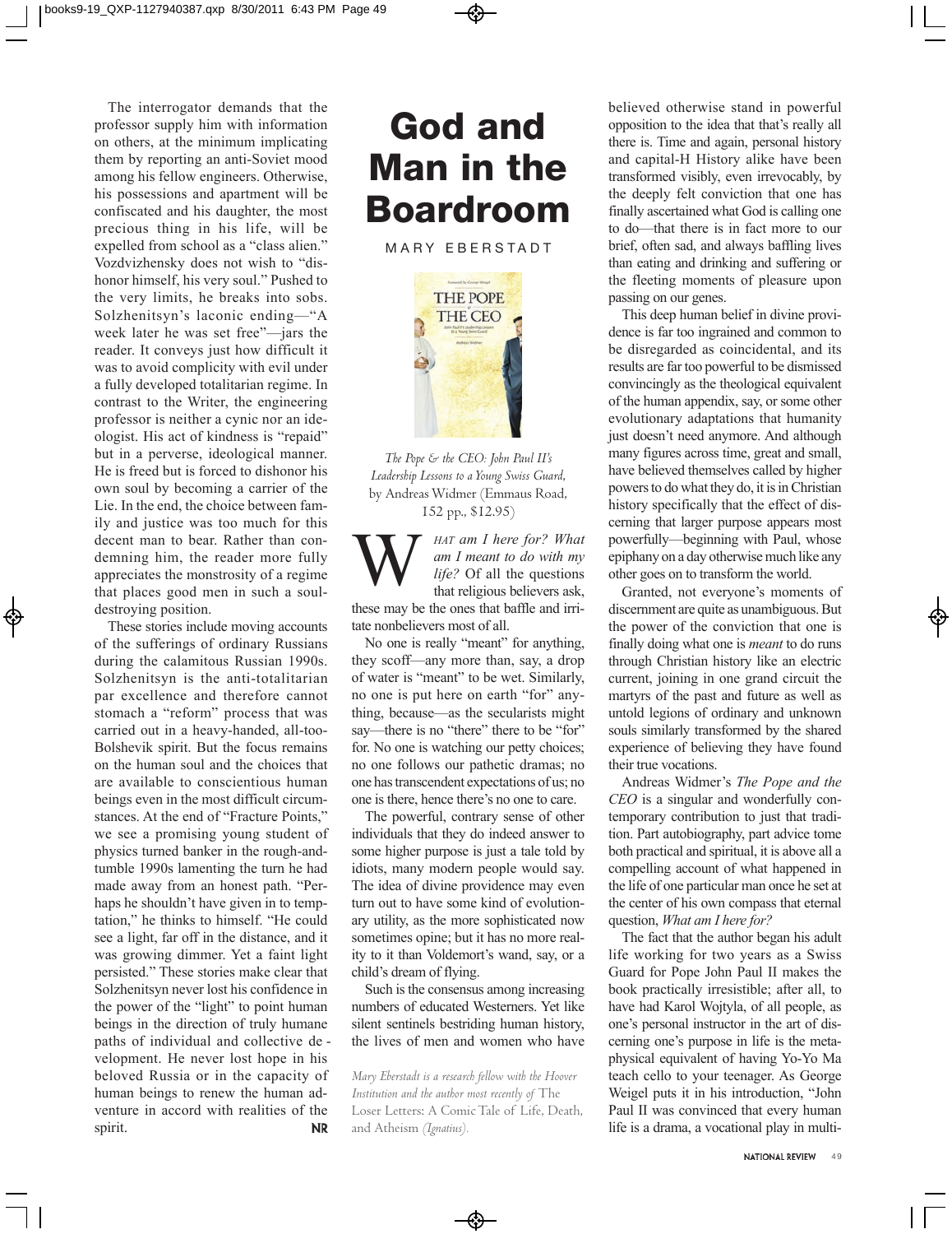The interrogator demands that the professor supply him with information on others, at the minimum implicating them by reporting an anti-Soviet mood among his fellow engineers. Otherwise, his possessions and apartment will be confiscated and his daughter, the most precious thing in his life, will be expelled from school as a "class alien." Vozdvizhensky does not wish to "dishonor himself, his very soul." Pushed to the very limits, he breaks into sobs. Solzhenitsyn's laconic ending—"A week later he was set free"—jars the reader. It conveys just how difficult it was to avoid complicity with evil under a fully developed totalitarian regime. In contrast to the Writer, the engineering professor is neither a cynic nor an ideologist. His act of kindness is "repaid" but in a perverse, ideological manner. He is freed but is forced to dishonor his own soul by becoming a carrier of the Lie. In the end, the choice between family and justice was too much for this decent man to bear. Rather than condemning him, the reader more fully appreciates the monstrosity of a regime that places good men in such a soul-destroying position.

These stories include moving accounts of the sufferings of ordinary Russians during the calamitous Russian 1990s. Solzhenitsyn is the anti-totalitarian par excellence and therefore cannot stomach a "reform" process that was carried out in a heavy-handed, all-too-Bolshevik spirit. But the focus remains on the human soul and the choices that are available to conscientious human beings even in the most difficult circumstances. At the end of "Fracture Points," we see a promising young student of physics turned banker in the rough-and-tumble 1990s lamenting the turn he had made away from an honest path. "Perhaps he shouldn't have given in to temptation," he thinks to himself. "He could see a light, far off in the distance, and it was growing dimmer. Yet a faint light persisted." These stories make clear that Solzhenitsyn never lost his confidence in the power of the "light" to point human beings in the direction of truly humane paths of individual and collective development. He never lost hope in his beloved Russia or in the capacity of human beings to renew the human adventure in accord with realities of the spirit. **NR**

# God and Man in the Boardroom

MARY EBERSTADT

*The Pope & the CEO: John Paul II's Leadership Lessons to a Young Swiss Guard,* by Andreas Widmer (Emmaus Road, 152 pp., $12.95)

*What am I here for? What am I meant to do with my life?* Of all the questions that religious believers ask, these may be the ones that baffle and irritate nonbelievers most of all.

No one is really "meant" for anything, they scoff—any more than, say, a drop of water is "meant" to be wet. Similarly, no one is put here on earth "for" anything, because—as the secularists might say—there is no "there" there to be "for" for. No one is watching our petty choices; no one follows our pathetic dramas; no one has transcendent expectations of us; no one is there, hence there's no one to care.

The powerful, contrary sense of other individuals that they do indeed answer to some higher purpose is just a tale told by idiots, many modern people would say. The idea of divine providence may even turn out to have some kind of evolutionary utility, as the more sophisticated now sometimes opine; but it has no more reality to it than Voldemort's wand, say, or a child's dream of flying.

Such is the consensus among increasing numbers of educated Westerners. Yet like silent sentinels bestriding human history, the lives of men and women who have believed otherwise stand in powerful opposition to the idea that that's really all there is. Time and again, personal history and capital-H History alike have been transformed visibly, even irrevocably, by the deeply felt conviction that one has finally ascertained what God is calling one to do—that there is in fact more to our brief, often sad, and always baffling lives than eating and drinking and suffering or the fleeting moments of pleasure upon passing on our genes.

This deep human belief in divine providence is far too ingrained and common to be disregarded as coincidental, and its results are far too powerful to be dismissed convincingly as the theological equivalent of the human appendix, say, or some other evolutionary adaptations that humanity just doesn't need anymore. And although many figures across time, great and small, have believed themselves called by higher powers to do what they do, it is in Christian history specifically that the effect of discerning that larger purpose appears most powerfully—beginning with Paul, whose epiphany on a day otherwise much like any other goes on to transform the world.

Granted, not everyone's moments of discernment are quite as unambiguous. But the power of the conviction that one is finally doing what one is *meant* to do runs through Christian history like an electric current, joining in one grand circuit the martyrs of the past and future as well as untold legions of ordinary and unknown souls similarly transformed by the shared experience of believing they have found their true vocations.

Andreas Widmer's *The Pope and the CEO* is a singular and wonderfully contemporary contribution to just that tradition. Part autobiography, part advice tome both practical and spiritual, it is above all a compelling account of what happened in the life of one particular man once he set at the center of his own conscience that eternal question, *What am I here for?*

The fact that the author began his adult life working for two years as a Swiss Guard for Pope John Paul II makes the book practically irresistible; after all, to have had Karol Wojtyla, of all people, as one's personal instructor in the art of discerning one's purpose in life is the metaphysical equivalent of having Yo-Yo Ma teach cello to your teenager. As George Weigel puts it in his introduction, "John Paul II was convinced that every human life is a drama, a vocational play in multi-

*Mary Eberstadt is a research fellow with the Hoover Institution and the author most recently of* The Loser Letters: A Comic Tale of Life, Death, and Atheism *(Ignatius).*